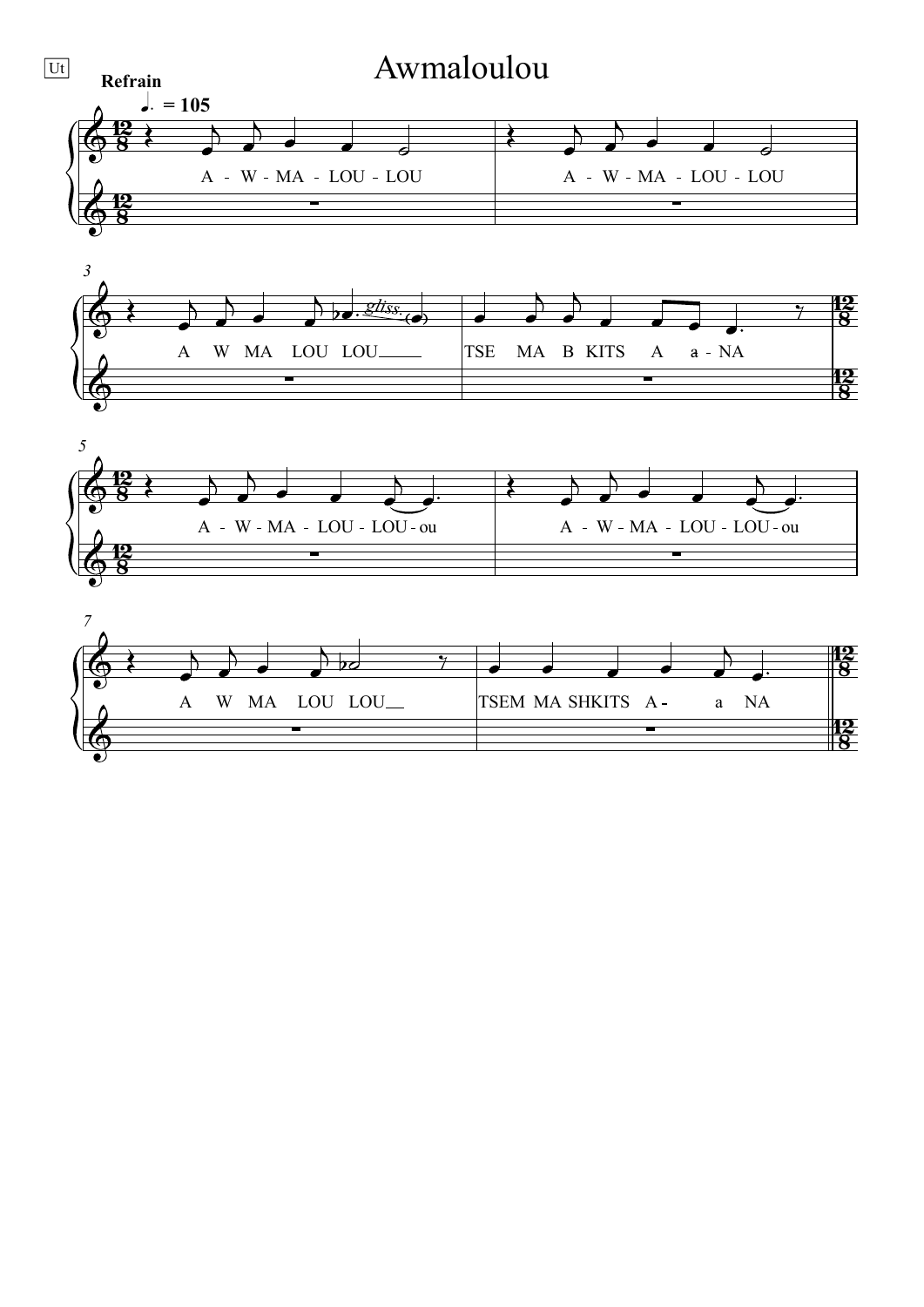# Awmaloulou

**Refrain**

♩. = 105

A - W - MA - LOU - LOU

A - W - MA - LOU - LOU

A W MA LOU LOU

TSE MA B KITS A a - NA

A - W - MA - LOU - LOU - ou

A - W - MA - LOU - LOU - ou

A W MA LOU LOU

TSEM MA SHKITS A - a NA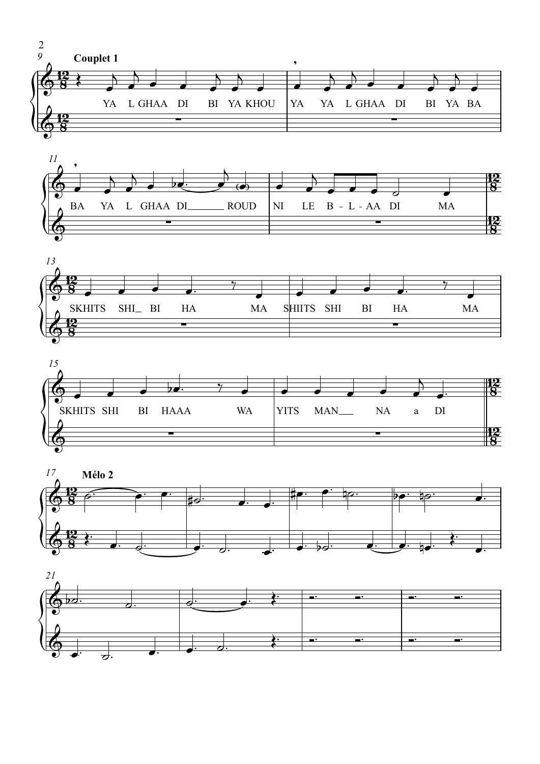**Couplet 1**

YA L GHAA DI BI YA KHOU YA YA L GHAA DI BI YA BA

BA YA L GHAA DI_______ ROUD NI LE B - L - AA DI MA

SKHITS SHI_ BI HA MA SHIITS SHI BI HA MA

SKHITS SHI BI HAAA WA YITS MAN___ NA a DI

**Mélo 2**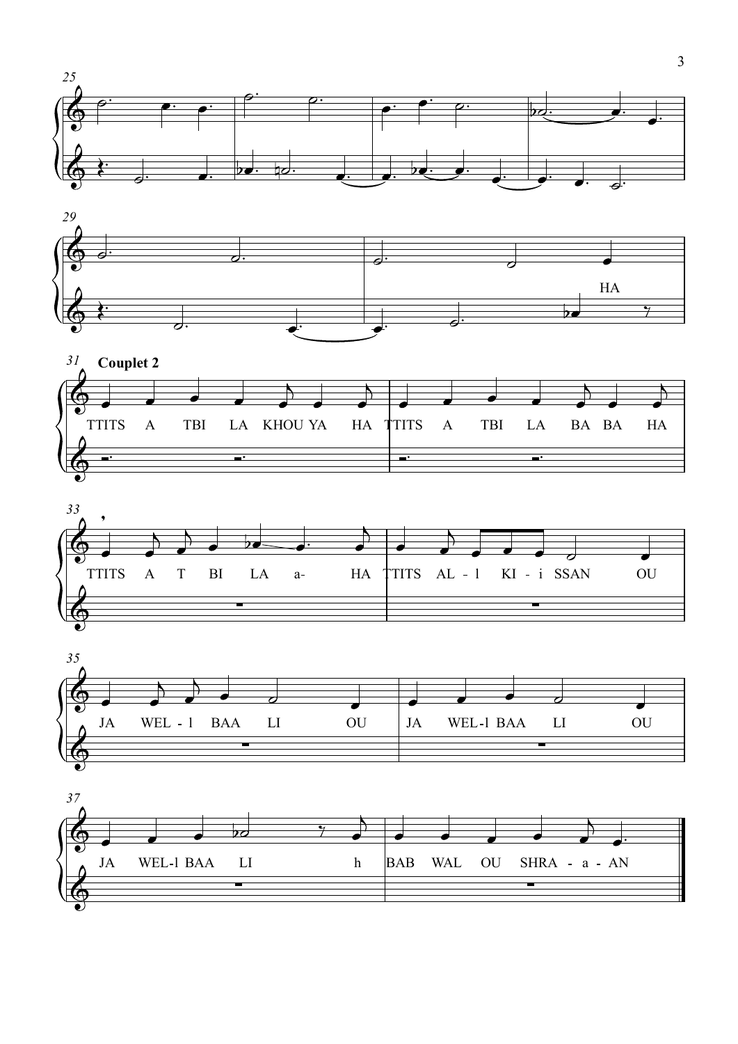**Couplet 2**

HA

TTITS A TBI LA KHOU YA HA TTITS A TBI LA BA BA HA

TTITS A T BI LA a- HA TTITS AL - l KI - i SSAN OU

JA WEL - l BAA LI OU JA WEL-l BAA LI OU

JA WEL-l BAA LI h BAB WAL OU SHRA - a - AN